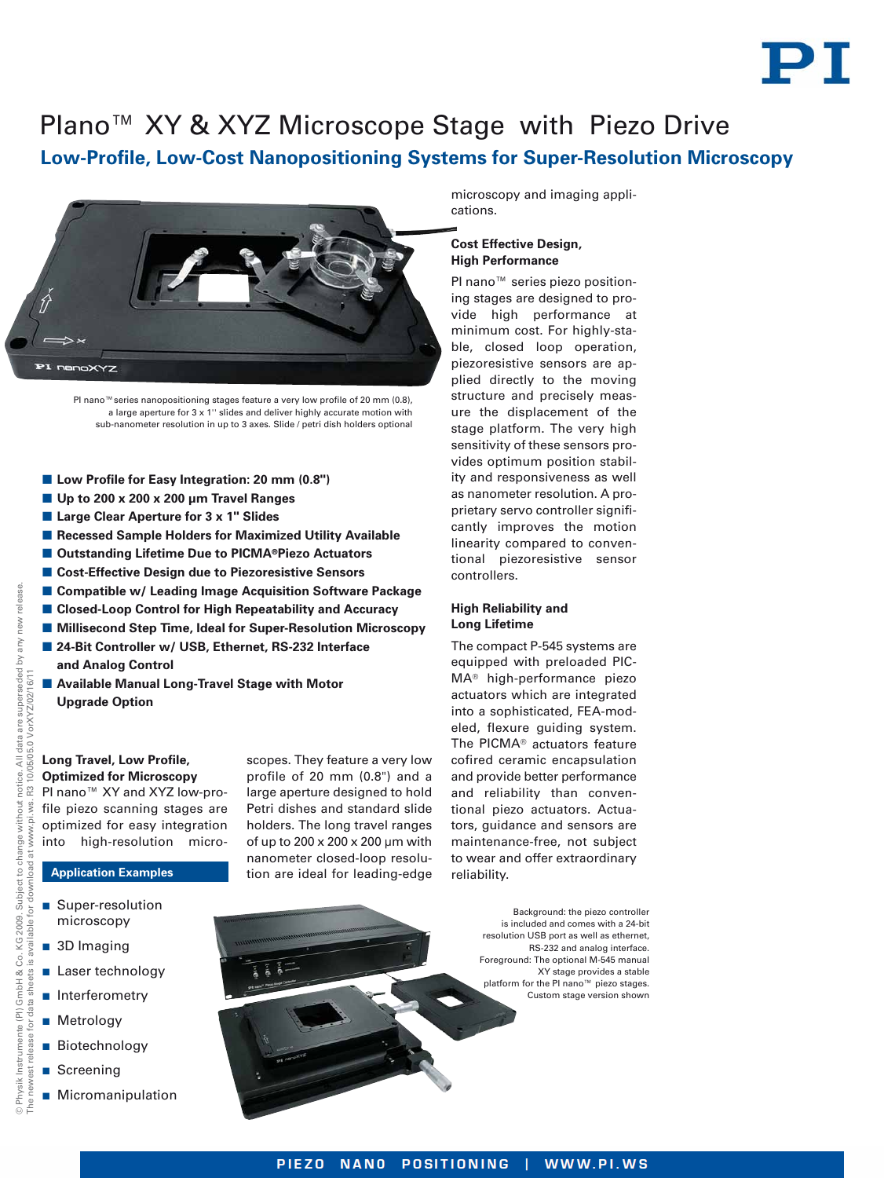# Plano™ XY & XYZ Microscope Stage with Piezo Drive

## Low-Profile, Low-Cost Nanopositioning Systems for Super-Resolution Microscopy

PI nano™ series nanopositioning stages feature a very low profile of 20 mm (0.8), a large aperture for 3 x 1'' slides and deliver highly accurate motion with sub-nanometer resolution in up to 3 axes. Slide / petri dish holders optional

- **Low Profile for Easy Integration: 20 mm (0.8")**
- **Up to 200 x 200 x 200 µm Travel Ranges**
- **Large Clear Aperture for 3 x 1" Slides**
- **Recessed Sample Holders for Maximized Utility Available**
- **Outstanding Lifetime Due to PICMA®Piezo Actuators**
- **Cost-Effective Design due to Piezoresistive Sensors**
- **Compatible w/ Leading Image Acquisition Software Package**
- **Closed-Loop Control for High Repeatability and Accuracy**
- **Millisecond Step Time, Ideal for Super-Resolution Microscopy**
- **24-Bit Controller w/ USB, Ethernet, RS-232 Interface and Analog Control**
- **Available Manual Long-Travel Stage with Motor Upgrade Option**

### Long Travel, Low Profile, Optimized for Microscopy

PI nano™ XY and XYZ low-profile piezo scanning stages are optimized for easy integration into high-resolution microscopes. They feature a very low profile of 20 mm (0.8") and a large aperture designed to hold Petri dishes and standard slide holders. The long travel ranges of up to 200 x 200 x 200 µm with nanometer closed-loop resolution are ideal for leading-edge microscopy and imaging applications.

### Application Examples

- Super-resolution microscopy
- 3D Imaging
- Laser technology
- Interferometry
- Metrology
- Biotechnology
- Screening
- Micromanipulation

### Cost Effective Design, High Performance

PI nano™ series piezo positioning stages are designed to provide high performance at minimum cost. For highly-stable, closed loop operation, piezoresistive sensors are applied directly to the moving structure and precisely measure the displacement of the stage platform. The very high sensitivity of these sensors provides optimum position stability and responsiveness as well as nanometer resolution. A proprietary servo controller significantly improves the motion linearity compared to conventional piezoresistive sensor controllers.

### High Reliability and Long Lifetime

The compact P-545 systems are equipped with preloaded PICMA® high-performance piezo actuators which are integrated into a sophisticated, FEA-modeled, flexure guiding system. The PICMA® actuators feature cofired ceramic encapsulation and provide better performance and reliability than conventional piezo actuators. Actuators, guidance and sensors are maintenance-free, not subject to wear and offer extraordinary reliability.

Background: the piezo controller is included and comes with a 24-bit resolution USB port as well as ethernet, RS-232 and analog interface. Foreground: The optional M-545 manual XY stage provides a stable platform for the PI nano™ piezo stages. Custom stage version shown

© Physik Instrumente (PI) GmbH & Co. KG 2009. Subject to change without notice. All data are superseded by any new release. The newest release for data sheets is available for download at www.pi.ws. R3 10/05/05.0 VorXYZ/02/16/11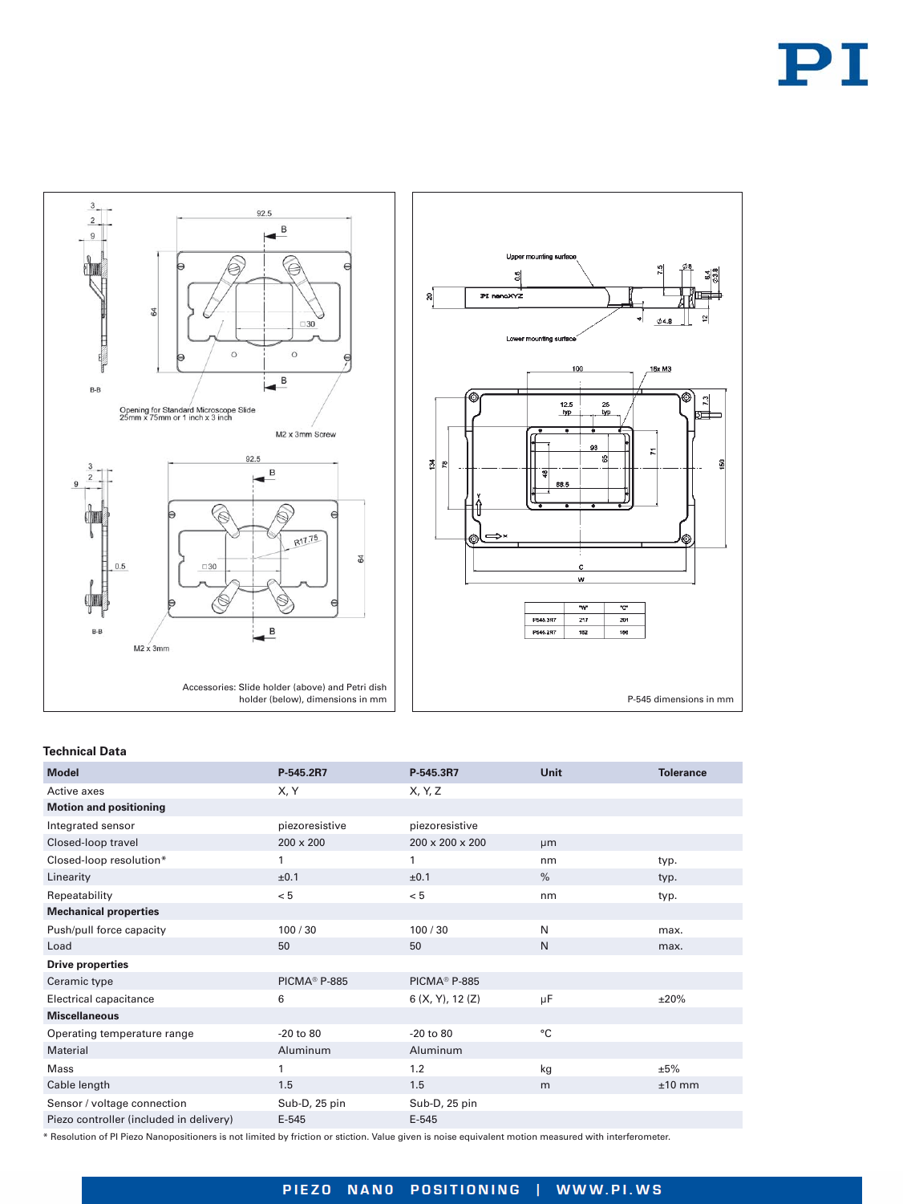Accessories: Slide holder (above) and Petri dish holder (below), dimensions in mm

P-545 dimensions in mm

| | "W" | "C" |
|---|---|---|
| P545.3R7 | 217 | 201 |
| P545.2R7 | 182 | 166 |

### Technical Data

| Model | P-545.2R7 | P-545.3R7 | Unit | Tolerance |
|---|---|---|---|---|
| Active axes | X, Y | X, Y, Z | | |
| **Motion and positioning** | | | | |
| Integrated sensor | piezoresistive | piezoresistive | | |
| Closed-loop travel | 200 x 200 | 200 x 200 x 200 | µm | |
| Closed-loop resolution* | 1 | 1 | nm | typ. |
| Linearity | ±0.1 | ±0.1 | % | typ. |
| Repeatability | < 5 | < 5 | nm | typ. |
| **Mechanical properties** | | | | |
| Push/pull force capacity | 100 / 30 | 100 / 30 | N | max. |
| Load | 50 | 50 | N | max. |
| **Drive properties** | | | | |
| Ceramic type | PICMA® P-885 | PICMA® P-885 | | |
| Electrical capacitance | 6 | 6 (X, Y), 12 (Z) | µF | ±20% |
| **Miscellaneous** | | | | |
| Operating temperature range | -20 to 80 | -20 to 80 | °C | |
| Material | Aluminum | Aluminum | | |
| Mass | 1 | 1.2 | kg | ±5% |
| Cable length | 1.5 | 1.5 | m | ±10 mm |
| Sensor / voltage connection | Sub-D, 25 pin | Sub-D, 25 pin | | |
| Piezo controller (included in delivery) | E-545 | E-545 | | |

* Resolution of PI Piezo Nanopositioners is not limited by friction or stiction. Value given is noise equivalent motion measured with interferometer.